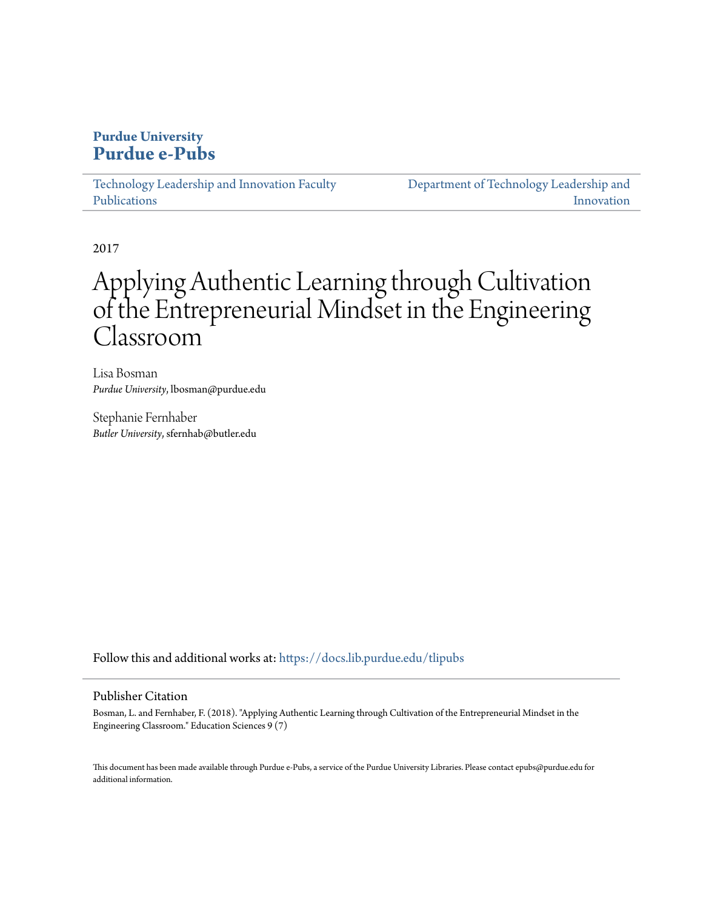# Purdue University
# Purdue e-Pubs

Technology Leadership and Innovation Faculty Publications

Department of Technology Leadership and Innovation

2017

# Applying Authentic Learning through Cultivation of the Entrepreneurial Mindset in the Engineering Classroom

Lisa Bosman
*Purdue University*, lbosman@purdue.edu

Stephanie Fernhaber
*Butler University*, sfernhab@butler.edu

Follow this and additional works at: https://docs.lib.purdue.edu/tlipubs

## Publisher Citation

Bosman, L. and Fernhaber, F. (2018). "Applying Authentic Learning through Cultivation of the Entrepreneurial Mindset in the Engineering Classroom." Education Sciences 9 (7)

This document has been made available through Purdue e-Pubs, a service of the Purdue University Libraries. Please contact epubs@purdue.edu for additional information.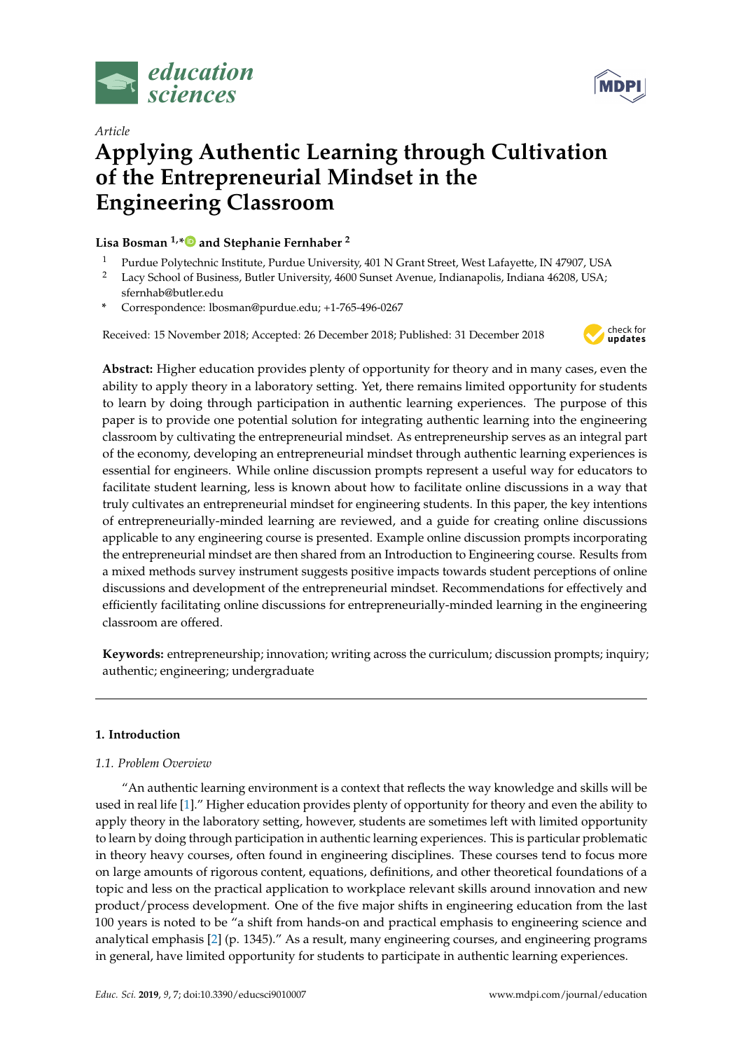*Article*

# Applying Authentic Learning through Cultivation of the Entrepreneurial Mindset in the Engineering Classroom

**Lisa Bosman [1,*] and Stephanie Fernhaber [2]**

[1] Purdue Polytechnic Institute, Purdue University, 401 N Grant Street, West Lafayette, IN 47907, USA
[2] Lacy School of Business, Butler University, 4600 Sunset Avenue, Indianapolis, Indiana 46208, USA; sfernhab@butler.edu
[*] Correspondence: lbosman@purdue.edu; +1-765-496-0267

Received: 15 November 2018; Accepted: 26 December 2018; Published: 31 December 2018

**Abstract:** Higher education provides plenty of opportunity for theory and in many cases, even the ability to apply theory in a laboratory setting. Yet, there remains limited opportunity for students to learn by doing through participation in authentic learning experiences. The purpose of this paper is to provide one potential solution for integrating authentic learning into the engineering classroom by cultivating the entrepreneurial mindset. As entrepreneurship serves as an integral part of the economy, developing an entrepreneurial mindset through authentic learning experiences is essential for engineers. While online discussion prompts represent a useful way for educators to facilitate student learning, less is known about how to facilitate online discussions in a way that truly cultivates an entrepreneurial mindset for engineering students. In this paper, the key intentions of entrepreneurially-minded learning are reviewed, and a guide for creating online discussions applicable to any engineering course is presented. Example online discussion prompts incorporating the entrepreneurial mindset are then shared from an Introduction to Engineering course. Results from a mixed methods survey instrument suggests positive impacts towards student perceptions of online discussions and development of the entrepreneurial mindset. Recommendations for effectively and efficiently facilitating online discussions for entrepreneurially-minded learning in the engineering classroom are offered.

**Keywords:** entrepreneurship; innovation; writing across the curriculum; discussion prompts; inquiry; authentic; engineering; undergraduate

## 1. Introduction

### 1.1. Problem Overview

"An authentic learning environment is a context that reflects the way knowledge and skills will be used in real life [1]." Higher education provides plenty of opportunity for theory and even the ability to apply theory in the laboratory setting, however, students are sometimes left with limited opportunity to learn by doing through participation in authentic learning experiences. This is particular problematic in theory heavy courses, often found in engineering disciplines. These courses tend to focus more on large amounts of rigorous content, equations, definitions, and other theoretical foundations of a topic and less on the practical application to workplace relevant skills around innovation and new product/process development. One of the five major shifts in engineering education from the last 100 years is noted to be "a shift from hands-on and practical emphasis to engineering science and analytical emphasis [2] (p. 1345)." As a result, many engineering courses, and engineering programs in general, have limited opportunity for students to participate in authentic learning experiences.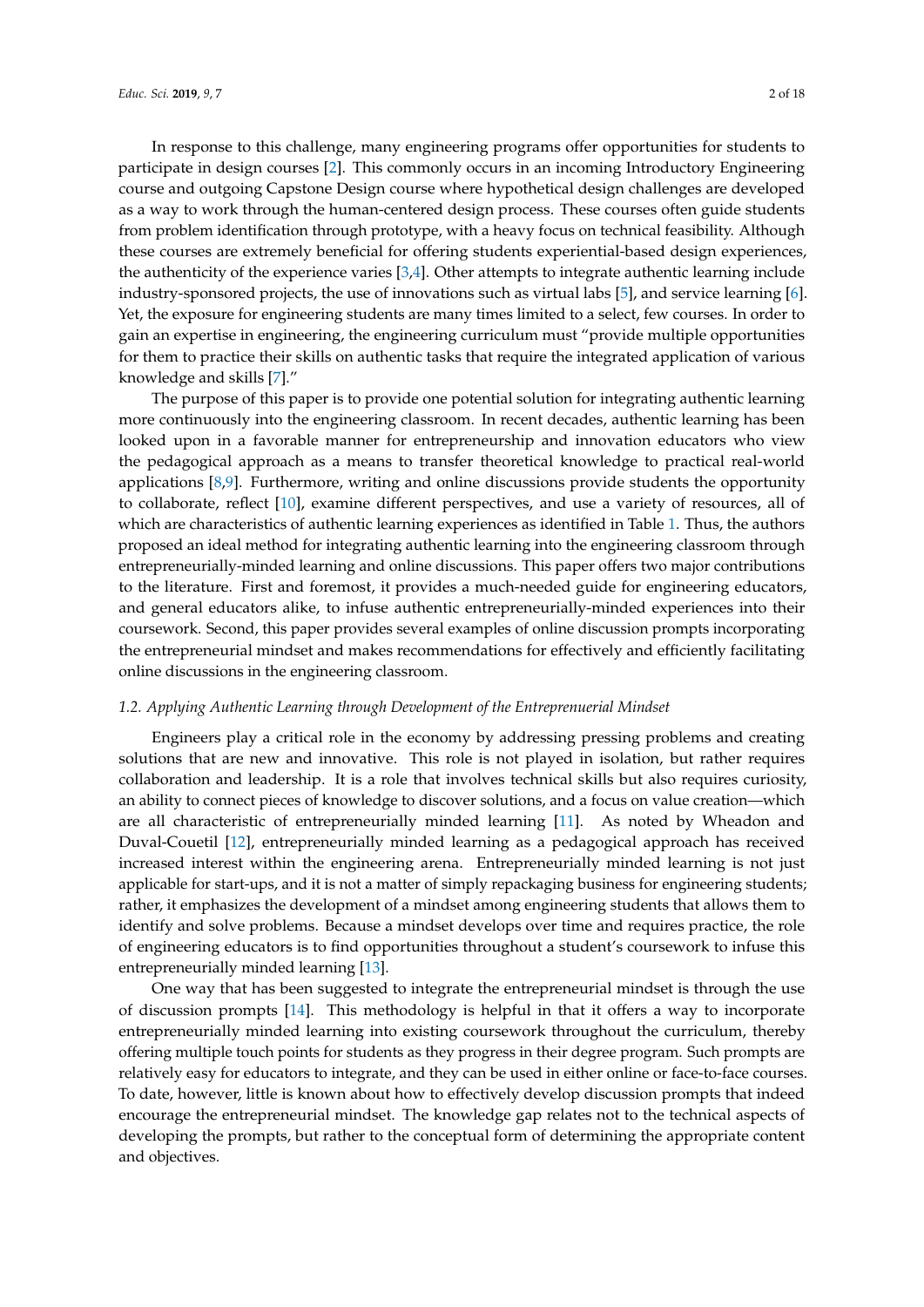In response to this challenge, many engineering programs offer opportunities for students to participate in design courses [2]. This commonly occurs in an incoming Introductory Engineering course and outgoing Capstone Design course where hypothetical design challenges are developed as a way to work through the human-centered design process. These courses often guide students from problem identification through prototype, with a heavy focus on technical feasibility. Although these courses are extremely beneficial for offering students experiential-based design experiences, the authenticity of the experience varies [3,4]. Other attempts to integrate authentic learning include industry-sponsored projects, the use of innovations such as virtual labs [5], and service learning [6]. Yet, the exposure for engineering students are many times limited to a select, few courses. In order to gain an expertise in engineering, the engineering curriculum must "provide multiple opportunities for them to practice their skills on authentic tasks that require the integrated application of various knowledge and skills [7]."

The purpose of this paper is to provide one potential solution for integrating authentic learning more continuously into the engineering classroom. In recent decades, authentic learning has been looked upon in a favorable manner for entrepreneurship and innovation educators who view the pedagogical approach as a means to transfer theoretical knowledge to practical real-world applications [8,9]. Furthermore, writing and online discussions provide students the opportunity to collaborate, reflect [10], examine different perspectives, and use a variety of resources, all of which are characteristics of authentic learning experiences as identified in Table 1. Thus, the authors proposed an ideal method for integrating authentic learning into the engineering classroom through entrepreneurially-minded learning and online discussions. This paper offers two major contributions to the literature. First and foremost, it provides a much-needed guide for engineering educators, and general educators alike, to infuse authentic entrepreneurially-minded experiences into their coursework. Second, this paper provides several examples of online discussion prompts incorporating the entrepreneurial mindset and makes recommendations for effectively and efficiently facilitating online discussions in the engineering classroom.

### *1.2. Applying Authentic Learning through Development of the Entrepreneurial Mindset*

Engineers play a critical role in the economy by addressing pressing problems and creating solutions that are new and innovative. This role is not played in isolation, but rather requires collaboration and leadership. It is a role that involves technical skills but also requires curiosity, an ability to connect pieces of knowledge to discover solutions, and a focus on value creation—which are all characteristic of entrepreneurially minded learning [11]. As noted by Wheadon and Duval-Couetil [12], entrepreneurially minded learning as a pedagogical approach has received increased interest within the engineering arena. Entrepreneurially minded learning is not just applicable for start-ups, and it is not a matter of simply repackaging business for engineering students; rather, it emphasizes the development of a mindset among engineering students that allows them to identify and solve problems. Because a mindset develops over time and requires practice, the role of engineering educators is to find opportunities throughout a student's coursework to infuse this entrepreneurially minded learning [13].

One way that has been suggested to integrate the entrepreneurial mindset is through the use of discussion prompts [14]. This methodology is helpful in that it offers a way to incorporate entrepreneurially minded learning into existing coursework throughout the curriculum, thereby offering multiple touch points for students as they progress in their degree program. Such prompts are relatively easy for educators to integrate, and they can be used in either online or face-to-face courses. To date, however, little is known about how to effectively develop discussion prompts that indeed encourage the entrepreneurial mindset. The knowledge gap relates not to the technical aspects of developing the prompts, but rather to the conceptual form of determining the appropriate content and objectives.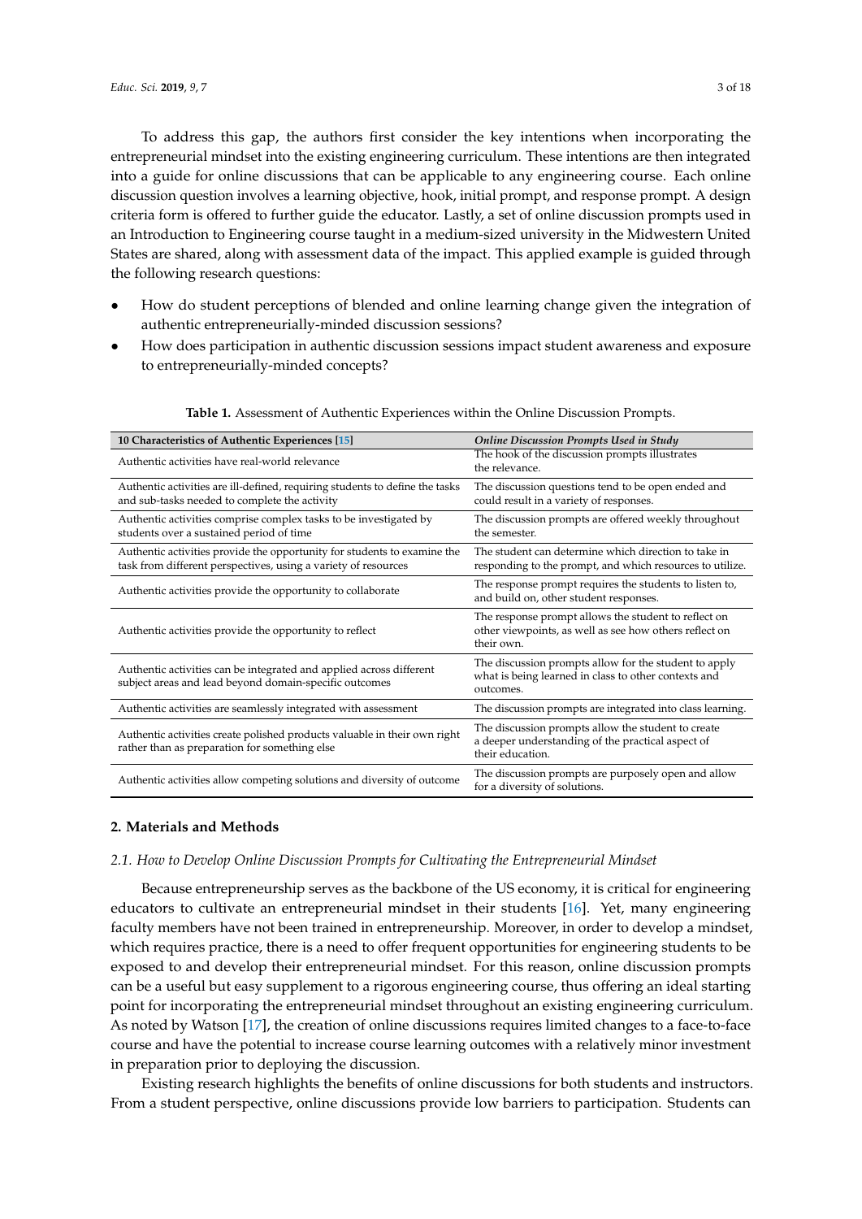To address this gap, the authors first consider the key intentions when incorporating the entrepreneurial mindset into the existing engineering curriculum. These intentions are then integrated into a guide for online discussions that can be applicable to any engineering course. Each online discussion question involves a learning objective, hook, initial prompt, and response prompt. A design criteria form is offered to further guide the educator. Lastly, a set of online discussion prompts used in an Introduction to Engineering course taught in a medium-sized university in the Midwestern United States are shared, along with assessment data of the impact. This applied example is guided through the following research questions:

- How do student perceptions of blended and online learning change given the integration of authentic entrepreneurially-minded discussion sessions?
- How does participation in authentic discussion sessions impact student awareness and exposure to entrepreneurially-minded concepts?

**Table 1.** Assessment of Authentic Experiences within the Online Discussion Prompts.

| 10 Characteristics of Authentic Experiences [15] | *Online Discussion Prompts Used in Study* |
|---|---|
| Authentic activities have real-world relevance | The hook of the discussion prompts illustrates the relevance. |
| Authentic activities are ill-defined, requiring students to define the tasks and sub-tasks needed to complete the activity | The discussion questions tend to be open ended and could result in a variety of responses. |
| Authentic activities comprise complex tasks to be investigated by students over a sustained period of time | The discussion prompts are offered weekly throughout the semester. |
| Authentic activities provide the opportunity for students to examine the task from different perspectives, using a variety of resources | The student can determine which direction to take in responding to the prompt, and which resources to utilize. |
| Authentic activities provide the opportunity to collaborate | The response prompt requires the students to listen to, and build on, other student responses. |
| Authentic activities provide the opportunity to reflect | The response prompt allows the student to reflect on other viewpoints, as well as see how others reflect on their own. |
| Authentic activities can be integrated and applied across different subject areas and lead beyond domain-specific outcomes | The discussion prompts allow for the student to apply what is being learned in class to other contexts and outcomes. |
| Authentic activities are seamlessly integrated with assessment | The discussion prompts are integrated into class learning. |
| Authentic activities create polished products valuable in their own right rather than as preparation for something else | The discussion prompts allow the student to create a deeper understanding of the practical aspect of their education. |
| Authentic activities allow competing solutions and diversity of outcome | The discussion prompts are purposely open and allow for a diversity of solutions. |

## 2. Materials and Methods

### *2.1. How to Develop Online Discussion Prompts for Cultivating the Entrepreneurial Mindset*

Because entrepreneurship serves as the backbone of the US economy, it is critical for engineering educators to cultivate an entrepreneurial mindset in their students [16]. Yet, many engineering faculty members have not been trained in entrepreneurship. Moreover, in order to develop a mindset, which requires practice, there is a need to offer frequent opportunities for engineering students to be exposed to and develop their entrepreneurial mindset. For this reason, online discussion prompts can be a useful but easy supplement to a rigorous engineering course, thus offering an ideal starting point for incorporating the entrepreneurial mindset throughout an existing engineering curriculum. As noted by Watson [17], the creation of online discussions requires limited changes to a face-to-face course and have the potential to increase course learning outcomes with a relatively minor investment in preparation prior to deploying the discussion.

Existing research highlights the benefits of online discussions for both students and instructors. From a student perspective, online discussions provide low barriers to participation. Students can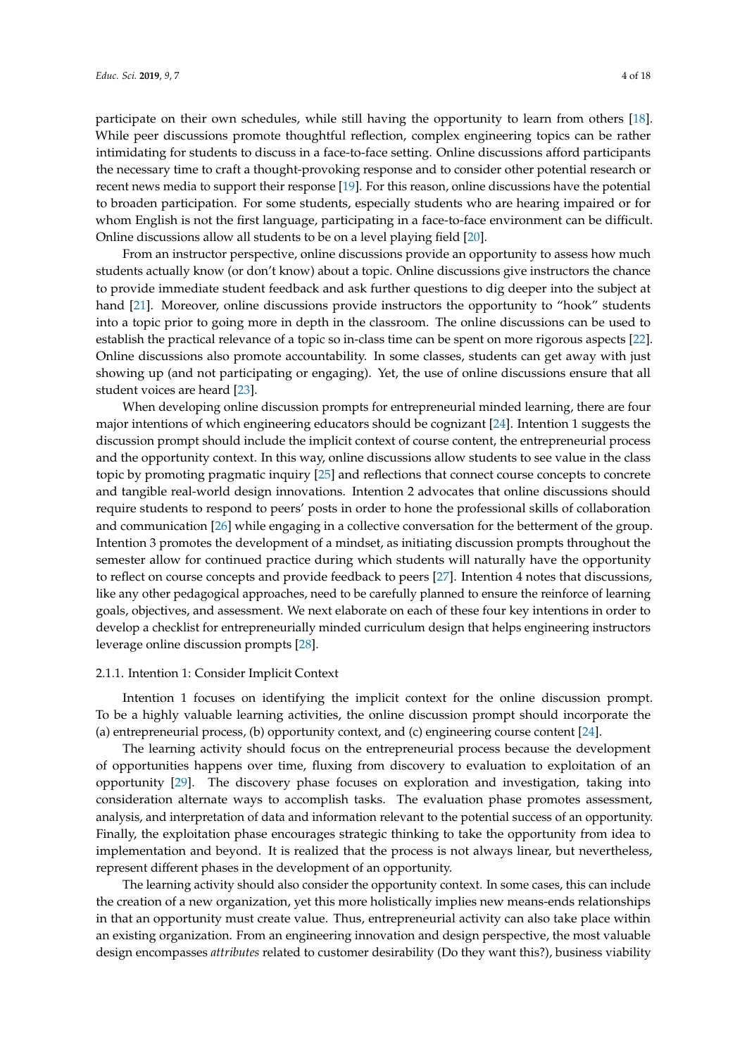participate on their own schedules, while still having the opportunity to learn from others [18]. While peer discussions promote thoughtful reflection, complex engineering topics can be rather intimidating for students to discuss in a face-to-face setting. Online discussions afford participants the necessary time to craft a thought-provoking response and to consider other potential research or recent news media to support their response [19]. For this reason, online discussions have the potential to broaden participation. For some students, especially students who are hearing impaired or for whom English is not the first language, participating in a face-to-face environment can be difficult. Online discussions allow all students to be on a level playing field [20].

From an instructor perspective, online discussions provide an opportunity to assess how much students actually know (or don't know) about a topic. Online discussions give instructors the chance to provide immediate student feedback and ask further questions to dig deeper into the subject at hand [21]. Moreover, online discussions provide instructors the opportunity to "hook" students into a topic prior to going more in depth in the classroom. The online discussions can be used to establish the practical relevance of a topic so in-class time can be spent on more rigorous aspects [22]. Online discussions also promote accountability. In some classes, students can get away with just showing up (and not participating or engaging). Yet, the use of online discussions ensure that all student voices are heard [23].

When developing online discussion prompts for entrepreneurial minded learning, there are four major intentions of which engineering educators should be cognizant [24]. Intention 1 suggests the discussion prompt should include the implicit context of course content, the entrepreneurial process and the opportunity context. In this way, online discussions allow students to see value in the class topic by promoting pragmatic inquiry [25] and reflections that connect course concepts to concrete and tangible real-world design innovations. Intention 2 advocates that online discussions should require students to respond to peers' posts in order to hone the professional skills of collaboration and communication [26] while engaging in a collective conversation for the betterment of the group. Intention 3 promotes the development of a mindset, as initiating discussion prompts throughout the semester allow for continued practice during which students will naturally have the opportunity to reflect on course concepts and provide feedback to peers [27]. Intention 4 notes that discussions, like any other pedagogical approaches, need to be carefully planned to ensure the reinforce of learning goals, objectives, and assessment. We next elaborate on each of these four key intentions in order to develop a checklist for entrepreneurially minded curriculum design that helps engineering instructors leverage online discussion prompts [28].

#### 2.1.1. Intention 1: Consider Implicit Context

Intention 1 focuses on identifying the implicit context for the online discussion prompt. To be a highly valuable learning activities, the online discussion prompt should incorporate the (a) entrepreneurial process, (b) opportunity context, and (c) engineering course content [24].

The learning activity should focus on the entrepreneurial process because the development of opportunities happens over time, fluxing from discovery to evaluation to exploitation of an opportunity [29]. The discovery phase focuses on exploration and investigation, taking into consideration alternate ways to accomplish tasks. The evaluation phase promotes assessment, analysis, and interpretation of data and information relevant to the potential success of an opportunity. Finally, the exploitation phase encourages strategic thinking to take the opportunity from idea to implementation and beyond. It is realized that the process is not always linear, but nevertheless, represent different phases in the development of an opportunity.

The learning activity should also consider the opportunity context. In some cases, this can include the creation of a new organization, yet this more holistically implies new means-ends relationships in that an opportunity must create value. Thus, entrepreneurial activity can also take place within an existing organization. From an engineering innovation and design perspective, the most valuable design encompasses *attributes* related to customer desirability (Do they want this?), business viability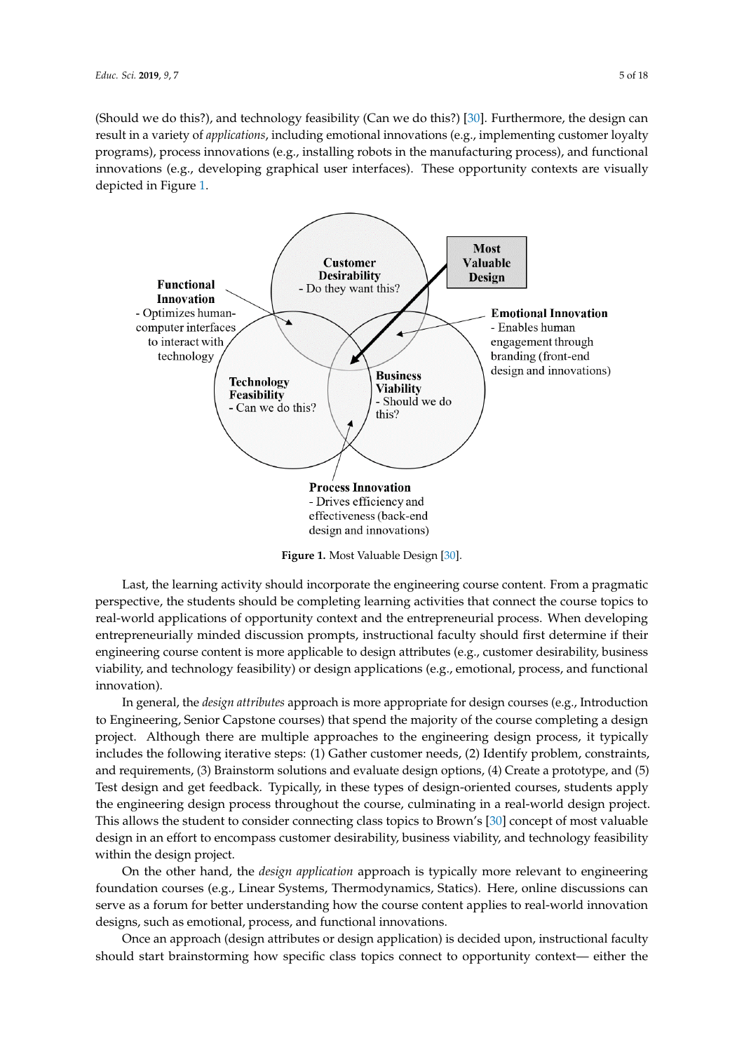(Should we do this?), and technology feasibility (Can we do this?) [30]. Furthermore, the design can result in a variety of *applications*, including emotional innovations (e.g., implementing customer loyalty programs), process innovations (e.g., installing robots in the manufacturing process), and functional innovations (e.g., developing graphical user interfaces). These opportunity contexts are visually depicted in Figure 1.

**Figure 1.** Most Valuable Design [30].

Last, the learning activity should incorporate the engineering course content. From a pragmatic perspective, the students should be completing learning activities that connect the course topics to real-world applications of opportunity context and the entrepreneurial process. When developing entrepreneurially minded discussion prompts, instructional faculty should first determine if their engineering course content is more applicable to design attributes (e.g., customer desirability, business viability, and technology feasibility) or design applications (e.g., emotional, process, and functional innovation).

In general, the *design attributes* approach is more appropriate for design courses (e.g., Introduction to Engineering, Senior Capstone courses) that spend the majority of the course completing a design project. Although there are multiple approaches to the engineering design process, it typically includes the following iterative steps: (1) Gather customer needs, (2) Identify problem, constraints, and requirements, (3) Brainstorm solutions and evaluate design options, (4) Create a prototype, and (5) Test design and get feedback. Typically, in these types of design-oriented courses, students apply the engineering design process throughout the course, culminating in a real-world design project. This allows the student to consider connecting class topics to Brown's [30] concept of most valuable design in an effort to encompass customer desirability, business viability, and technology feasibility within the design project.

On the other hand, the *design application* approach is typically more relevant to engineering foundation courses (e.g., Linear Systems, Thermodynamics, Statics). Here, online discussions can serve as a forum for better understanding how the course content applies to real-world innovation designs, such as emotional, process, and functional innovations.

Once an approach (design attributes or design application) is decided upon, instructional faculty should start brainstorming how specific class topics connect to opportunity context— either the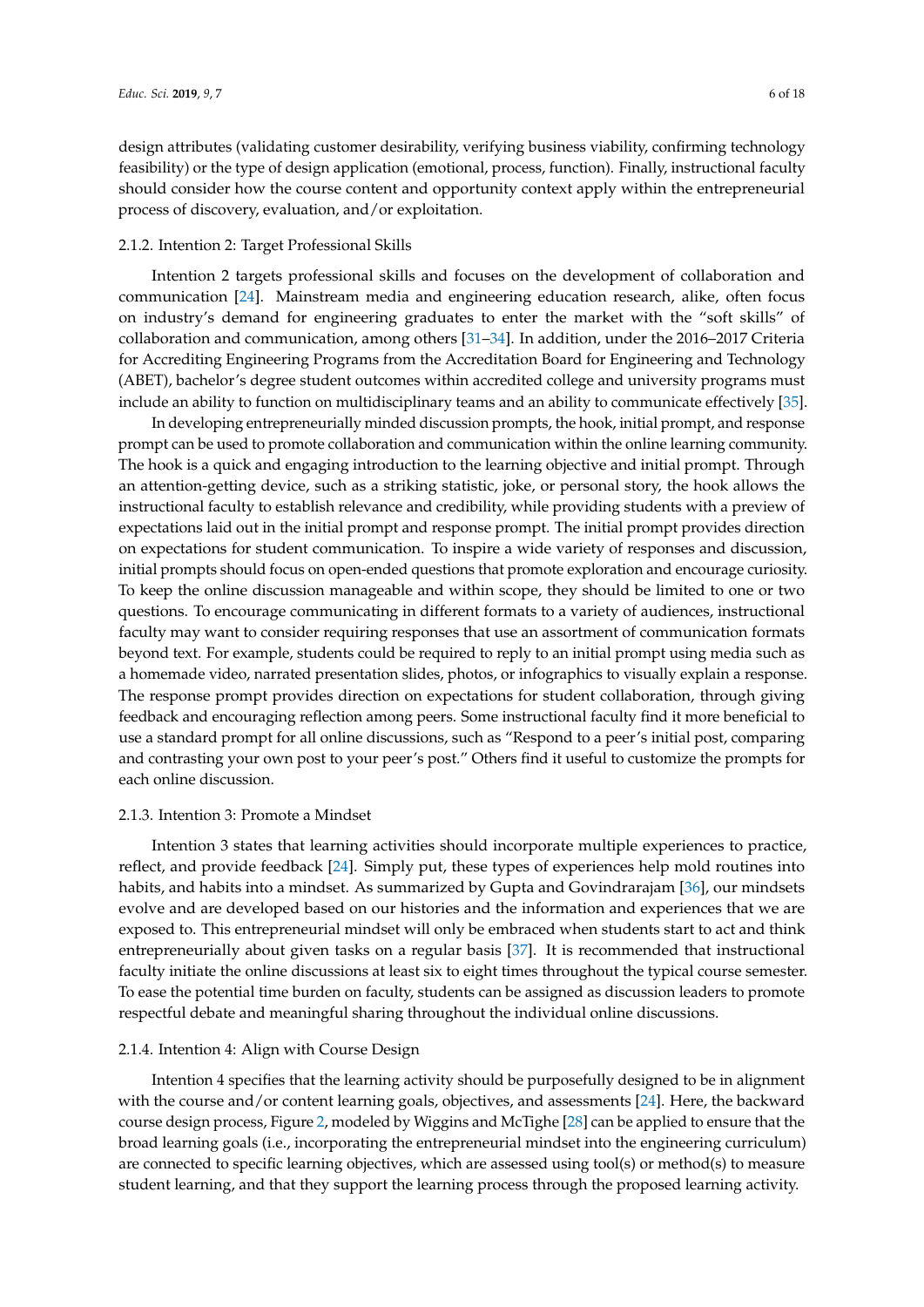design attributes (validating customer desirability, verifying business viability, confirming technology feasibility) or the type of design application (emotional, process, function). Finally, instructional faculty should consider how the course content and opportunity context apply within the entrepreneurial process of discovery, evaluation, and/or exploitation.

#### 2.1.2. Intention 2: Target Professional Skills

Intention 2 targets professional skills and focuses on the development of collaboration and communication [24]. Mainstream media and engineering education research, alike, often focus on industry's demand for engineering graduates to enter the market with the "soft skills" of collaboration and communication, among others [31–34]. In addition, under the 2016–2017 Criteria for Accrediting Engineering Programs from the Accreditation Board for Engineering and Technology (ABET), bachelor's degree student outcomes within accredited college and university programs must include an ability to function on multidisciplinary teams and an ability to communicate effectively [35].

In developing entrepreneurially minded discussion prompts, the hook, initial prompt, and response prompt can be used to promote collaboration and communication within the online learning community. The hook is a quick and engaging introduction to the learning objective and initial prompt. Through an attention-getting device, such as a striking statistic, joke, or personal story, the hook allows the instructional faculty to establish relevance and credibility, while providing students with a preview of expectations laid out in the initial prompt and response prompt. The initial prompt provides direction on expectations for student communication. To inspire a wide variety of responses and discussion, initial prompts should focus on open-ended questions that promote exploration and encourage curiosity. To keep the online discussion manageable and within scope, they should be limited to one or two questions. To encourage communicating in different formats to a variety of audiences, instructional faculty may want to consider requiring responses that use an assortment of communication formats beyond text. For example, students could be required to reply to an initial prompt using media such as a homemade video, narrated presentation slides, photos, or infographics to visually explain a response. The response prompt provides direction on expectations for student collaboration, through giving feedback and encouraging reflection among peers. Some instructional faculty find it more beneficial to use a standard prompt for all online discussions, such as "Respond to a peer's initial post, comparing and contrasting your own post to your peer's post." Others find it useful to customize the prompts for each online discussion.

#### 2.1.3. Intention 3: Promote a Mindset

Intention 3 states that learning activities should incorporate multiple experiences to practice, reflect, and provide feedback [24]. Simply put, these types of experiences help mold routines into habits, and habits into a mindset. As summarized by Gupta and Govindrarajam [36], our mindsets evolve and are developed based on our histories and the information and experiences that we are exposed to. This entrepreneurial mindset will only be embraced when students start to act and think entrepreneurially about given tasks on a regular basis [37]. It is recommended that instructional faculty initiate the online discussions at least six to eight times throughout the typical course semester. To ease the potential time burden on faculty, students can be assigned as discussion leaders to promote respectful debate and meaningful sharing throughout the individual online discussions.

#### 2.1.4. Intention 4: Align with Course Design

Intention 4 specifies that the learning activity should be purposefully designed to be in alignment with the course and/or content learning goals, objectives, and assessments [24]. Here, the backward course design process, Figure 2, modeled by Wiggins and McTighe [28] can be applied to ensure that the broad learning goals (i.e., incorporating the entrepreneurial mindset into the engineering curriculum) are connected to specific learning objectives, which are assessed using tool(s) or method(s) to measure student learning, and that they support the learning process through the proposed learning activity.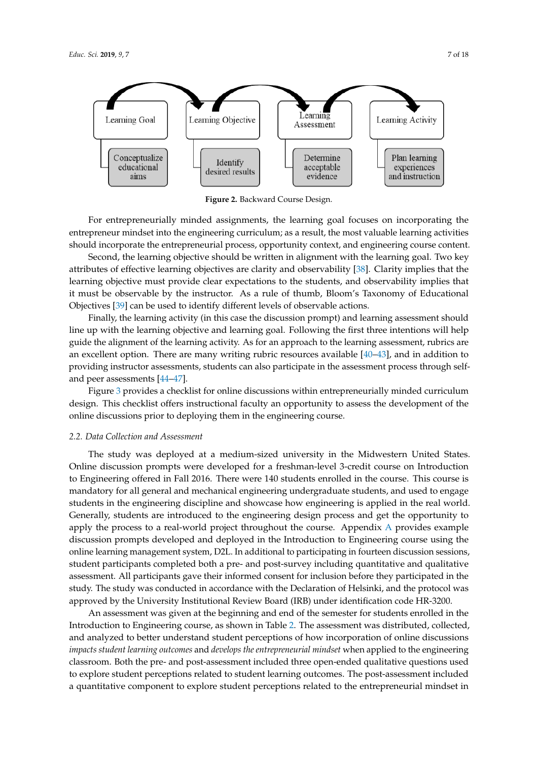Learning Goal → Learning Objective → Learning Assessment → Learning Activity

Conceptualize educational aims | Identify desired results | Determine acceptable evidence | Plan learning experiences and instruction

**Figure 2.** Backward Course Design.

For entrepreneurially minded assignments, the learning goal focuses on incorporating the entrepreneur mindset into the engineering curriculum; as a result, the most valuable learning activities should incorporate the entrepreneurial process, opportunity context, and engineering course content.

Second, the learning objective should be written in alignment with the learning goal. Two key attributes of effective learning objectives are clarity and observability [38]. Clarity implies that the learning objective must provide clear expectations to the students, and observability implies that it must be observable by the instructor. As a rule of thumb, Bloom's Taxonomy of Educational Objectives [39] can be used to identify different levels of observable actions.

Finally, the learning activity (in this case the discussion prompt) and learning assessment should line up with the learning objective and learning goal. Following the first three intentions will help guide the alignment of the learning activity. As for an approach to the learning assessment, rubrics are an excellent option. There are many writing rubric resources available [40–43], and in addition to providing instructor assessments, students can also participate in the assessment process through self- and peer assessments [44–47].

Figure 3 provides a checklist for online discussions within entrepreneurially minded curriculum design. This checklist offers instructional faculty an opportunity to assess the development of the online discussions prior to deploying them in the engineering course.

### 2.2. Data Collection and Assessment

The study was deployed at a medium-sized university in the Midwestern United States. Online discussion prompts were developed for a freshman-level 3-credit course on Introduction to Engineering offered in Fall 2016. There were 140 students enrolled in the course. This course is mandatory for all general and mechanical engineering undergraduate students, and used to engage students in the engineering discipline and showcase how engineering is applied in the real world. Generally, students are introduced to the engineering design process and get the opportunity to apply the process to a real-world project throughout the course. Appendix A provides example discussion prompts developed and deployed in the Introduction to Engineering course using the online learning management system, D2L. In additional to participating in fourteen discussion sessions, student participants completed both a pre- and post-survey including quantitative and qualitative assessment. All participants gave their informed consent for inclusion before they participated in the study. The study was conducted in accordance with the Declaration of Helsinki, and the protocol was approved by the University Institutional Review Board (IRB) under identification code HR-3200.

An assessment was given at the beginning and end of the semester for students enrolled in the Introduction to Engineering course, as shown in Table 2. The assessment was distributed, collected, and analyzed to better understand student perceptions of how incorporation of online discussions *impacts student learning outcomes* and *develops the entrepreneurial mindset* when applied to the engineering classroom. Both the pre- and post-assessment included three open-ended qualitative questions used to explore student perceptions related to student learning outcomes. The post-assessment included a quantitative component to explore student perceptions related to the entrepreneurial mindset in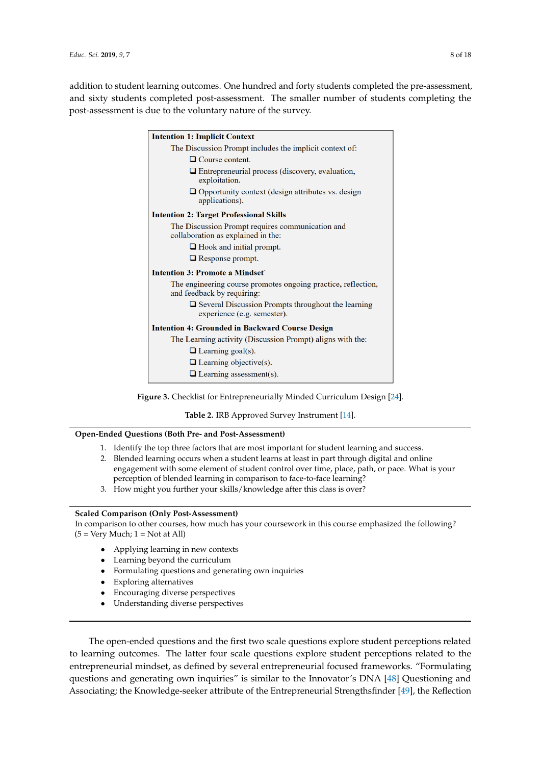addition to student learning outcomes. One hundred and forty students completed the pre-assessment, and sixty students completed post-assessment. The smaller number of students completing the post-assessment is due to the voluntary nature of the survey.

**Intention 1: Implicit Context**

The Discussion Prompt includes the implicit context of:

- ❑ Course content.
- ❑ Entrepreneurial process (discovery, evaluation, exploitation.
- ❑ Opportunity context (design attributes vs. design applications).

**Intention 2: Target Professional Skills**

The Discussion Prompt requires communication and collaboration as explained in the:

- ❑ Hook and initial prompt.
- ❑ Response prompt.

**Intention 3: Promote a Mindset`**

The engineering course promotes ongoing practice, reflection, and feedback by requiring:

- ❑ Several Discussion Prompts throughout the learning experience (e.g. semester).

**Intention 4: Grounded in Backward Course Design**

The Learning activity (Discussion Prompt) aligns with the:

- ❑ Learning goal(s).
- ❑ Learning objective(s).
- ❑ Learning assessment(s).

**Figure 3.** Checklist for Entrepreneurially Minded Curriculum Design [24].

**Table 2.** IRB Approved Survey Instrument [14].

**Open-Ended Questions (Both Pre- and Post-Assessment)**

1. Identify the top three factors that are most important for student learning and success.
2. Blended learning occurs when a student learns at least in part through digital and online engagement with some element of student control over time, place, path, or pace. What is your perception of blended learning in comparison to face-to-face learning?
3. How might you further your skills/knowledge after this class is over?

**Scaled Comparison (Only Post-Assessment)**

In comparison to other courses, how much has your coursework in this course emphasized the following? (5 = Very Much; 1 = Not at All)

- Applying learning in new contexts
- Learning beyond the curriculum
- Formulating questions and generating own inquiries
- Exploring alternatives
- Encouraging diverse perspectives
- Understanding diverse perspectives

The open-ended questions and the first two scale questions explore student perceptions related to learning outcomes. The latter four scale questions explore student perceptions related to the entrepreneurial mindset, as defined by several entrepreneurial focused frameworks. "Formulating questions and generating own inquiries" is similar to the Innovator's DNA [48] Questioning and Associating; the Knowledge-seeker attribute of the Entrepreneurial Strengthsfinder [49], the Reflection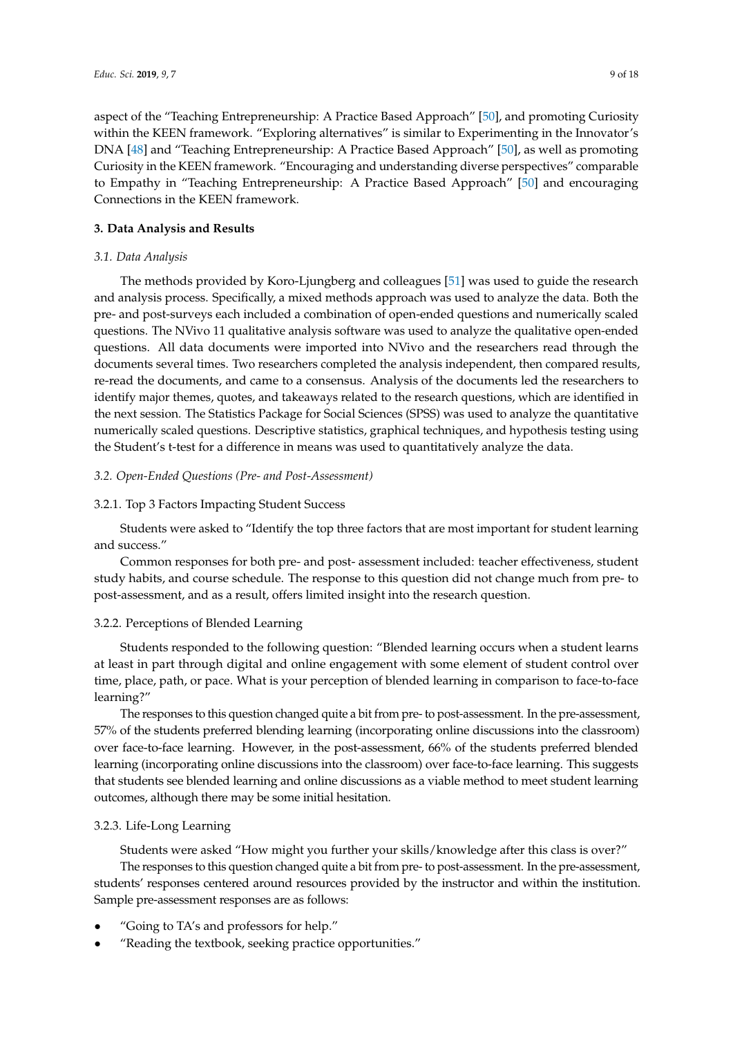aspect of the "Teaching Entrepreneurship: A Practice Based Approach" [50], and promoting Curiosity within the KEEN framework. "Exploring alternatives" is similar to Experimenting in the Innovator's DNA [48] and "Teaching Entrepreneurship: A Practice Based Approach" [50], as well as promoting Curiosity in the KEEN framework. "Encouraging and understanding diverse perspectives" comparable to Empathy in "Teaching Entrepreneurship: A Practice Based Approach" [50] and encouraging Connections in the KEEN framework.

## 3. Data Analysis and Results

### *3.1. Data Analysis*

The methods provided by Koro-Ljungberg and colleagues [51] was used to guide the research and analysis process. Specifically, a mixed methods approach was used to analyze the data. Both the pre- and post-surveys each included a combination of open-ended questions and numerically scaled questions. The NVivo 11 qualitative analysis software was used to analyze the qualitative open-ended questions. All data documents were imported into NVivo and the researchers read through the documents several times. Two researchers completed the analysis independent, then compared results, re-read the documents, and came to a consensus. Analysis of the documents led the researchers to identify major themes, quotes, and takeaways related to the research questions, which are identified in the next session. The Statistics Package for Social Sciences (SPSS) was used to analyze the quantitative numerically scaled questions. Descriptive statistics, graphical techniques, and hypothesis testing using the Student's t-test for a difference in means was used to quantitatively analyze the data.

### *3.2. Open-Ended Questions (Pre- and Post-Assessment)*

#### 3.2.1. Top 3 Factors Impacting Student Success

Students were asked to "Identify the top three factors that are most important for student learning and success."

Common responses for both pre- and post- assessment included: teacher effectiveness, student study habits, and course schedule. The response to this question did not change much from pre- to post-assessment, and as a result, offers limited insight into the research question.

#### 3.2.2. Perceptions of Blended Learning

Students responded to the following question: "Blended learning occurs when a student learns at least in part through digital and online engagement with some element of student control over time, place, path, or pace. What is your perception of blended learning in comparison to face-to-face learning?"

The responses to this question changed quite a bit from pre- to post-assessment. In the pre-assessment, 57% of the students preferred blending learning (incorporating online discussions into the classroom) over face-to-face learning. However, in the post-assessment, 66% of the students preferred blended learning (incorporating online discussions into the classroom) over face-to-face learning. This suggests that students see blended learning and online discussions as a viable method to meet student learning outcomes, although there may be some initial hesitation.

#### 3.2.3. Life-Long Learning

Students were asked "How might you further your skills/knowledge after this class is over?"

The responses to this question changed quite a bit from pre- to post-assessment. In the pre-assessment, students' responses centered around resources provided by the instructor and within the institution. Sample pre-assessment responses are as follows:

- "Going to TA's and professors for help."
- "Reading the textbook, seeking practice opportunities."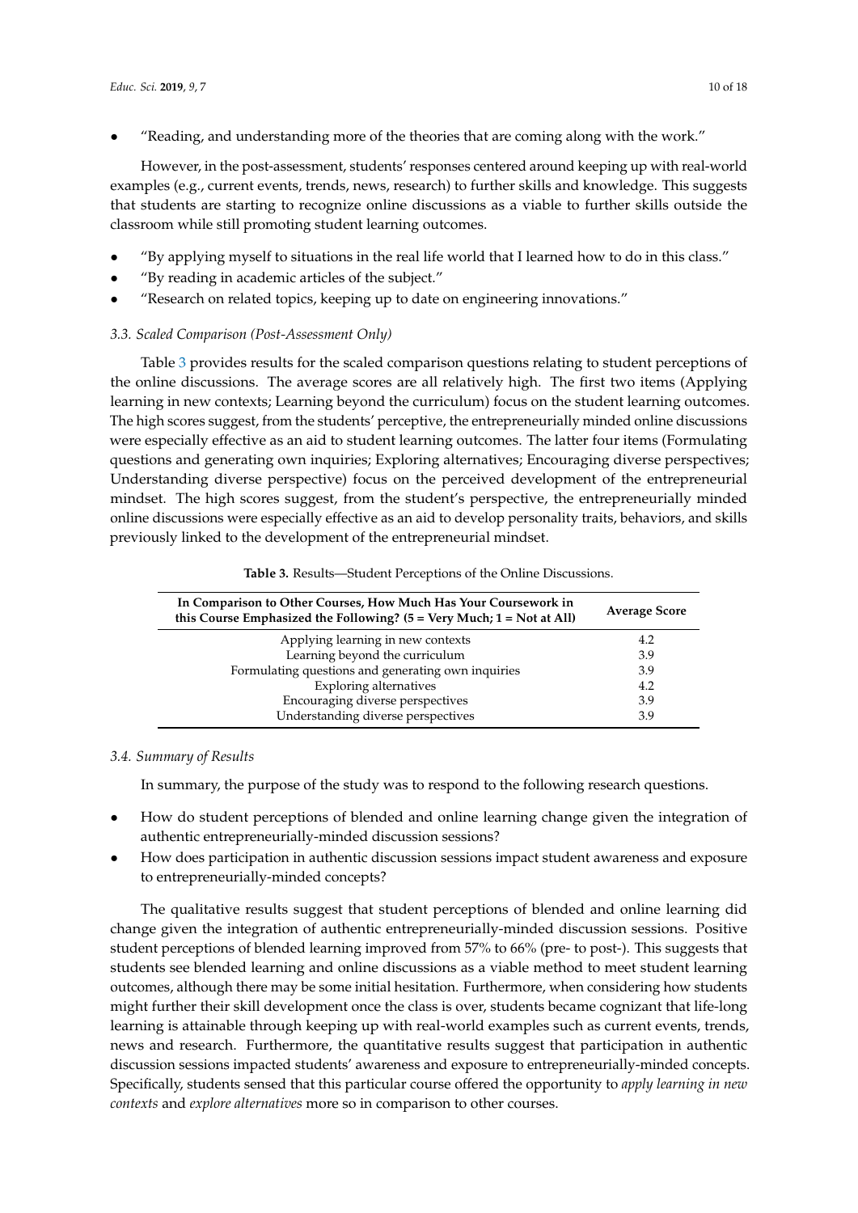- "Reading, and understanding more of the theories that are coming along with the work."

However, in the post-assessment, students' responses centered around keeping up with real-world examples (e.g., current events, trends, news, research) to further skills and knowledge. This suggests that students are starting to recognize online discussions as a viable to further skills outside the classroom while still promoting student learning outcomes.

- "By applying myself to situations in the real life world that I learned how to do in this class."
- "By reading in academic articles of the subject."
- "Research on related topics, keeping up to date on engineering innovations."

### *3.3. Scaled Comparison (Post-Assessment Only)*

Table 3 provides results for the scaled comparison questions relating to student perceptions of the online discussions. The average scores are all relatively high. The first two items (Applying learning in new contexts; Learning beyond the curriculum) focus on the student learning outcomes. The high scores suggest, from the students' perceptive, the entrepreneurially minded online discussions were especially effective as an aid to student learning outcomes. The latter four items (Formulating questions and generating own inquiries; Exploring alternatives; Encouraging diverse perspectives; Understanding diverse perspective) focus on the perceived development of the entrepreneurial mindset. The high scores suggest, from the student's perspective, the entrepreneurially minded online discussions were especially effective as an aid to develop personality traits, behaviors, and skills previously linked to the development of the entrepreneurial mindset.

**Table 3.** Results—Student Perceptions of the Online Discussions.

| In Comparison to Other Courses, How Much Has Your Coursework in this Course Emphasized the Following? (5 = Very Much; 1 = Not at All) | Average Score |
|---|---|
| Applying learning in new contexts | 4.2 |
| Learning beyond the curriculum | 3.9 |
| Formulating questions and generating own inquiries | 3.9 |
| Exploring alternatives | 4.2 |
| Encouraging diverse perspectives | 3.9 |
| Understanding diverse perspectives | 3.9 |

### *3.4. Summary of Results*

In summary, the purpose of the study was to respond to the following research questions.

- How do student perceptions of blended and online learning change given the integration of authentic entrepreneurially-minded discussion sessions?
- How does participation in authentic discussion sessions impact student awareness and exposure to entrepreneurially-minded concepts?

The qualitative results suggest that student perceptions of blended and online learning did change given the integration of authentic entrepreneurially-minded discussion sessions. Positive student perceptions of blended learning improved from 57% to 66% (pre- to post-). This suggests that students see blended learning and online discussions as a viable method to meet student learning outcomes, although there may be some initial hesitation. Furthermore, when considering how students might further their skill development once the class is over, students became cognizant that life-long learning is attainable through keeping up with real-world examples such as current events, trends, news and research. Furthermore, the quantitative results suggest that participation in authentic discussion sessions impacted students' awareness and exposure to entrepreneurially-minded concepts. Specifically, students sensed that this particular course offered the opportunity to *apply learning in new contexts* and *explore alternatives* more so in comparison to other courses.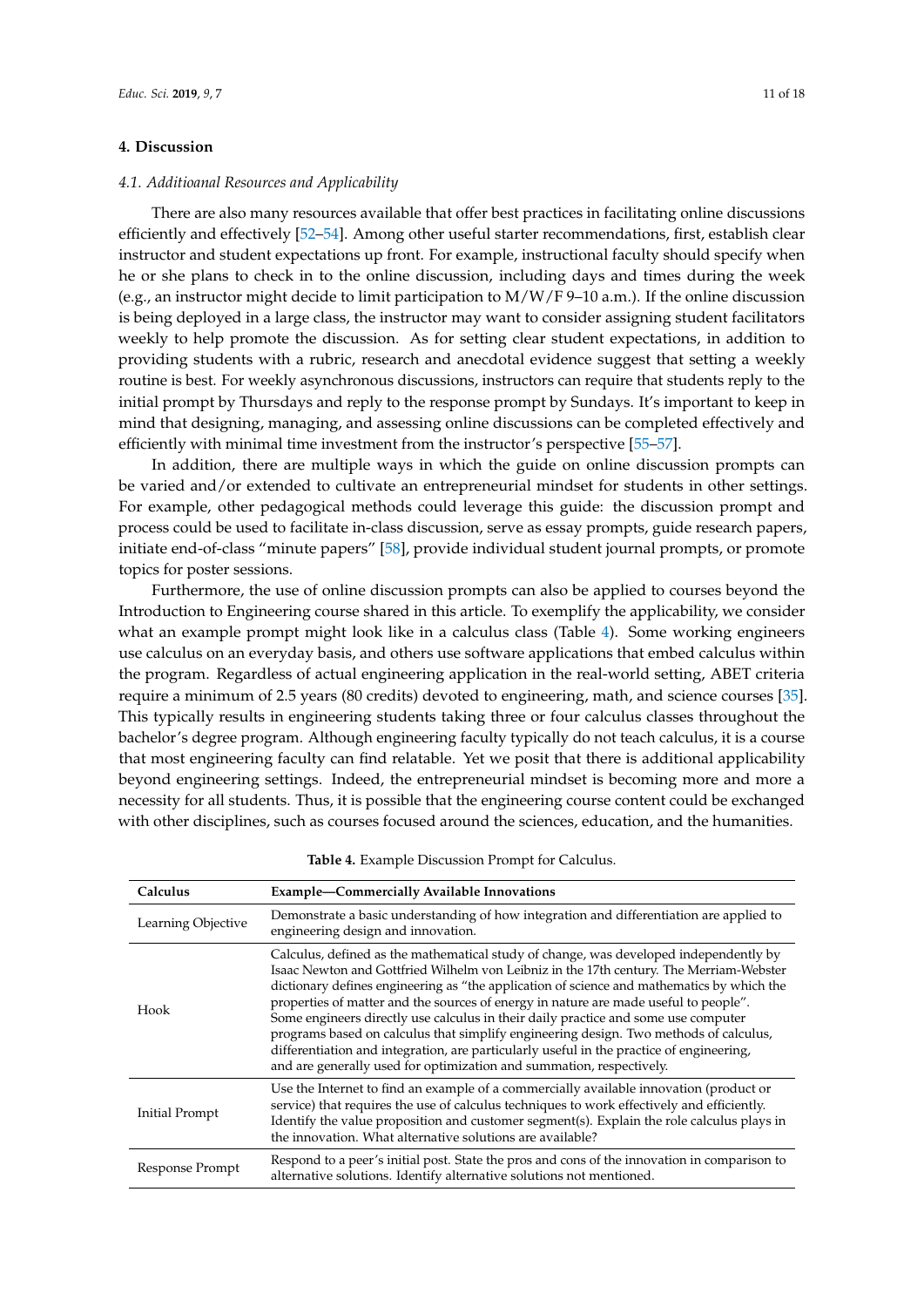## 4. Discussion

### 4.1. Additioanal Resources and Applicability

There are also many resources available that offer best practices in facilitating online discussions efficiently and effectively [52–54]. Among other useful starter recommendations, first, establish clear instructor and student expectations up front. For example, instructional faculty should specify when he or she plans to check in to the online discussion, including days and times during the week (e.g., an instructor might decide to limit participation to M/W/F 9–10 a.m.). If the online discussion is being deployed in a large class, the instructor may want to consider assigning student facilitators weekly to help promote the discussion. As for setting clear student expectations, in addition to providing students with a rubric, research and anecdotal evidence suggest that setting a weekly routine is best. For weekly asynchronous discussions, instructors can require that students reply to the initial prompt by Thursdays and reply to the response prompt by Sundays. It's important to keep in mind that designing, managing, and assessing online discussions can be completed effectively and efficiently with minimal time investment from the instructor's perspective [55–57].

In addition, there are multiple ways in which the guide on online discussion prompts can be varied and/or extended to cultivate an entrepreneurial mindset for students in other settings. For example, other pedagogical methods could leverage this guide: the discussion prompt and process could be used to facilitate in-class discussion, serve as essay prompts, guide research papers, initiate end-of-class "minute papers" [58], provide individual student journal prompts, or promote topics for poster sessions.

Furthermore, the use of online discussion prompts can also be applied to courses beyond the Introduction to Engineering course shared in this article. To exemplify the applicability, we consider what an example prompt might look like in a calculus class (Table 4). Some working engineers use calculus on an everyday basis, and others use software applications that embed calculus within the program. Regardless of actual engineering application in the real-world setting, ABET criteria require a minimum of 2.5 years (80 credits) devoted to engineering, math, and science courses [35]. This typically results in engineering students taking three or four calculus classes throughout the bachelor's degree program. Although engineering faculty typically do not teach calculus, it is a course that most engineering faculty can find relatable. Yet we posit that there is additional applicability beyond engineering settings. Indeed, the entrepreneurial mindset is becoming more and more a necessity for all students. Thus, it is possible that the engineering course content could be exchanged with other disciplines, such as courses focused around the sciences, education, and the humanities.

**Table 4.** Example Discussion Prompt for Calculus.

| Calculus | Example—Commercially Available Innovations |
| --- | --- |
| Learning Objective | Demonstrate a basic understanding of how integration and differentiation are applied to engineering design and innovation. |
| Hook | Calculus, defined as the mathematical study of change, was developed independently by Isaac Newton and Gottfried Wilhelm von Leibniz in the 17th century. The Merriam-Webster dictionary defines engineering as "the application of science and mathematics by which the properties of matter and the sources of energy in nature are made useful to people". Some engineers directly use calculus in their daily practice and some use computer programs based on calculus that simplify engineering design. Two methods of calculus, differentiation and integration, are particularly useful in the practice of engineering, and are generally used for optimization and summation, respectively. |
| Initial Prompt | Use the Internet to find an example of a commercially available innovation (product or service) that requires the use of calculus techniques to work effectively and efficiently. Identify the value proposition and customer segment(s). Explain the role calculus plays in the innovation. What alternative solutions are available? |
| Response Prompt | Respond to a peer's initial post. State the pros and cons of the innovation in comparison to alternative solutions. Identify alternative solutions not mentioned. |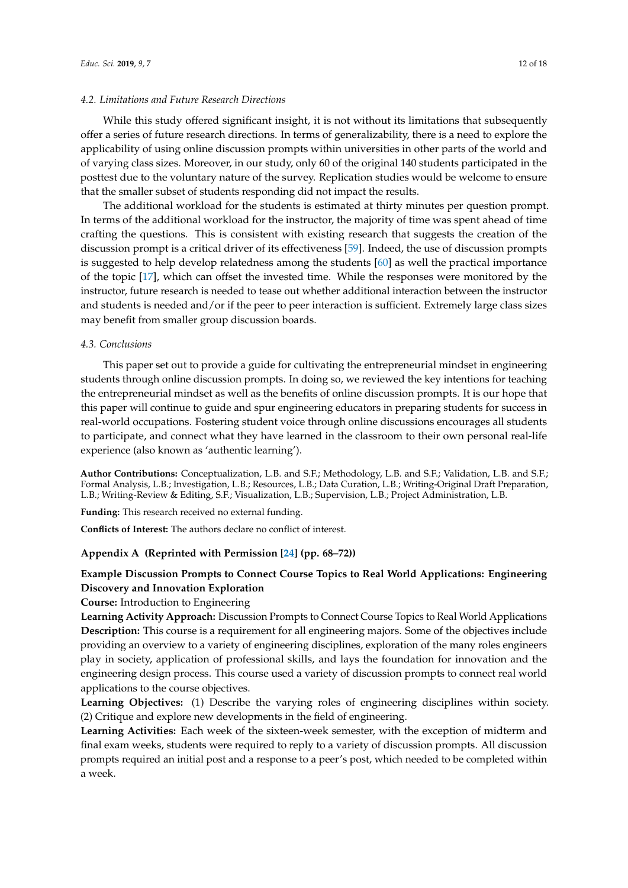### 4.2. Limitations and Future Research Directions

While this study offered significant insight, it is not without its limitations that subsequently offer a series of future research directions. In terms of generalizability, there is a need to explore the applicability of using online discussion prompts within universities in other parts of the world and of varying class sizes. Moreover, in our study, only 60 of the original 140 students participated in the posttest due to the voluntary nature of the survey. Replication studies would be welcome to ensure that the smaller subset of students responding did not impact the results.

The additional workload for the students is estimated at thirty minutes per question prompt. In terms of the additional workload for the instructor, the majority of time was spent ahead of time crafting the questions. This is consistent with existing research that suggests the creation of the discussion prompt is a critical driver of its effectiveness [59]. Indeed, the use of discussion prompts is suggested to help develop relatedness among the students [60] as well the practical importance of the topic [17], which can offset the invested time. While the responses were monitored by the instructor, future research is needed to tease out whether additional interaction between the instructor and students is needed and/or if the peer to peer interaction is sufficient. Extremely large class sizes may benefit from smaller group discussion boards.

### 4.3. Conclusions

This paper set out to provide a guide for cultivating the entrepreneurial mindset in engineering students through online discussion prompts. In doing so, we reviewed the key intentions for teaching the entrepreneurial mindset as well as the benefits of online discussion prompts. It is our hope that this paper will continue to guide and spur engineering educators in preparing students for success in real-world occupations. Fostering student voice through online discussions encourages all students to participate, and connect what they have learned in the classroom to their own personal real-life experience (also known as 'authentic learning').

**Author Contributions:** Conceptualization, L.B. and S.F.; Methodology, L.B. and S.F.; Validation, L.B. and S.F.; Formal Analysis, L.B.; Investigation, L.B.; Resources, L.B.; Data Curation, L.B.; Writing-Original Draft Preparation, L.B.; Writing-Review & Editing, S.F.; Visualization, L.B.; Supervision, L.B.; Project Administration, L.B.

**Funding:** This research received no external funding.

**Conflicts of Interest:** The authors declare no conflict of interest.

## Appendix A (Reprinted with Permission [24] (pp. 68–72))

**Example Discussion Prompts to Connect Course Topics to Real World Applications: Engineering Discovery and Innovation Exploration**

**Course:** Introduction to Engineering

**Learning Activity Approach:** Discussion Prompts to Connect Course Topics to Real World Applications

**Description:** This course is a requirement for all engineering majors. Some of the objectives include providing an overview to a variety of engineering disciplines, exploration of the many roles engineers play in society, application of professional skills, and lays the foundation for innovation and the engineering design process. This course used a variety of discussion prompts to connect real world applications to the course objectives.

**Learning Objectives:** (1) Describe the varying roles of engineering disciplines within society. (2) Critique and explore new developments in the field of engineering.

**Learning Activities:** Each week of the sixteen-week semester, with the exception of midterm and final exam weeks, students were required to reply to a variety of discussion prompts. All discussion prompts required an initial post and a response to a peer's post, which needed to be completed within a week.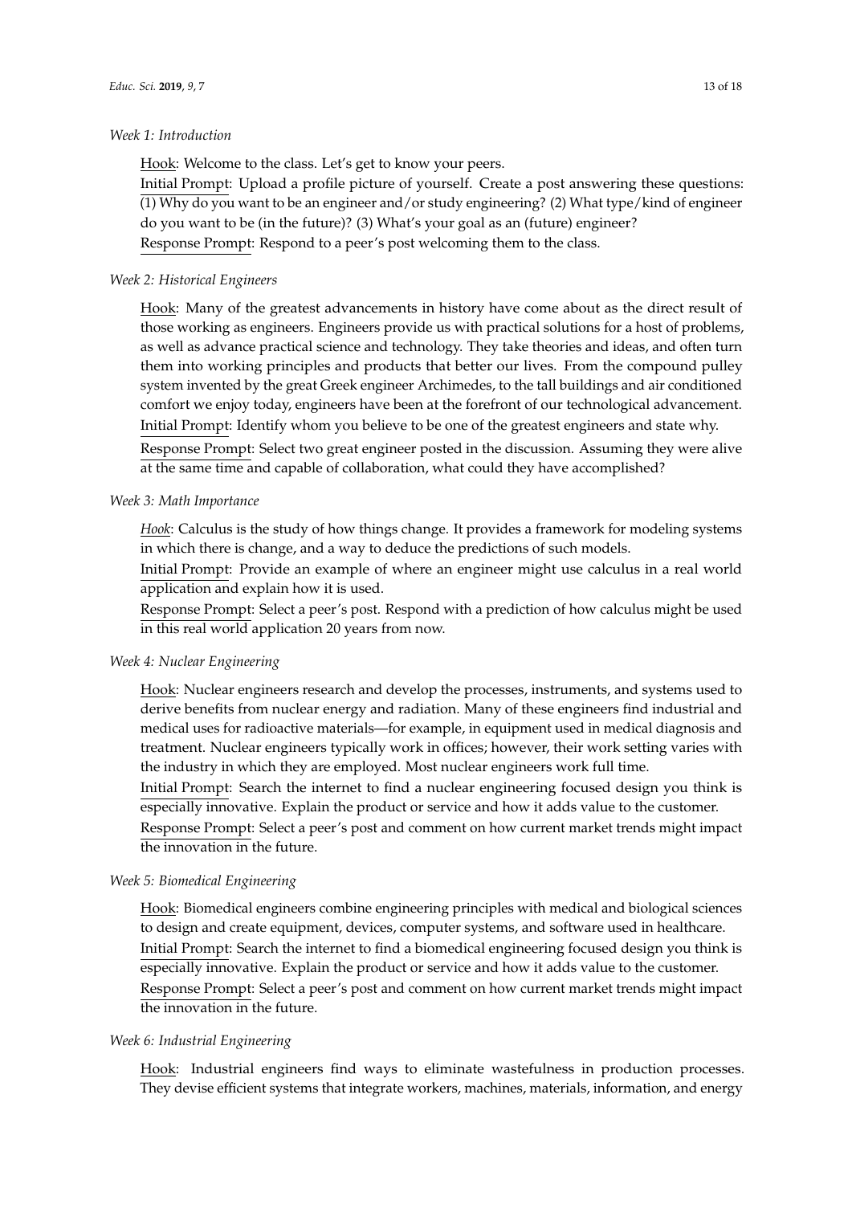*Week 1: Introduction*

Hook: Welcome to the class. Let's get to know your peers.
Initial Prompt: Upload a profile picture of yourself. Create a post answering these questions: (1) Why do you want to be an engineer and/or study engineering? (2) What type/kind of engineer do you want to be (in the future)? (3) What's your goal as an (future) engineer?
Response Prompt: Respond to a peer's post welcoming them to the class.

*Week 2: Historical Engineers*

Hook: Many of the greatest advancements in history have come about as the direct result of those working as engineers. Engineers provide us with practical solutions for a host of problems, as well as advance practical science and technology. They take theories and ideas, and often turn them into working principles and products that better our lives. From the compound pulley system invented by the great Greek engineer Archimedes, to the tall buildings and air conditioned comfort we enjoy today, engineers have been at the forefront of our technological advancement.
Initial Prompt: Identify whom you believe to be one of the greatest engineers and state why.
Response Prompt: Select two great engineer posted in the discussion. Assuming they were alive at the same time and capable of collaboration, what could they have accomplished?

*Week 3: Math Importance*

*Hook*: Calculus is the study of how things change. It provides a framework for modeling systems in which there is change, and a way to deduce the predictions of such models.
Initial Prompt: Provide an example of where an engineer might use calculus in a real world application and explain how it is used.
Response Prompt: Select a peer's post. Respond with a prediction of how calculus might be used in this real world application 20 years from now.

*Week 4: Nuclear Engineering*

Hook: Nuclear engineers research and develop the processes, instruments, and systems used to derive benefits from nuclear energy and radiation. Many of these engineers find industrial and medical uses for radioactive materials—for example, in equipment used in medical diagnosis and treatment. Nuclear engineers typically work in offices; however, their work setting varies with the industry in which they are employed. Most nuclear engineers work full time.
Initial Prompt: Search the internet to find a nuclear engineering focused design you think is especially innovative. Explain the product or service and how it adds value to the customer.
Response Prompt: Select a peer's post and comment on how current market trends might impact the innovation in the future.

*Week 5: Biomedical Engineering*

Hook: Biomedical engineers combine engineering principles with medical and biological sciences to design and create equipment, devices, computer systems, and software used in healthcare.
Initial Prompt: Search the internet to find a biomedical engineering focused design you think is especially innovative. Explain the product or service and how it adds value to the customer.
Response Prompt: Select a peer's post and comment on how current market trends might impact the innovation in the future.

*Week 6: Industrial Engineering*

Hook: Industrial engineers find ways to eliminate wastefulness in production processes. They devise efficient systems that integrate workers, machines, materials, information, and energy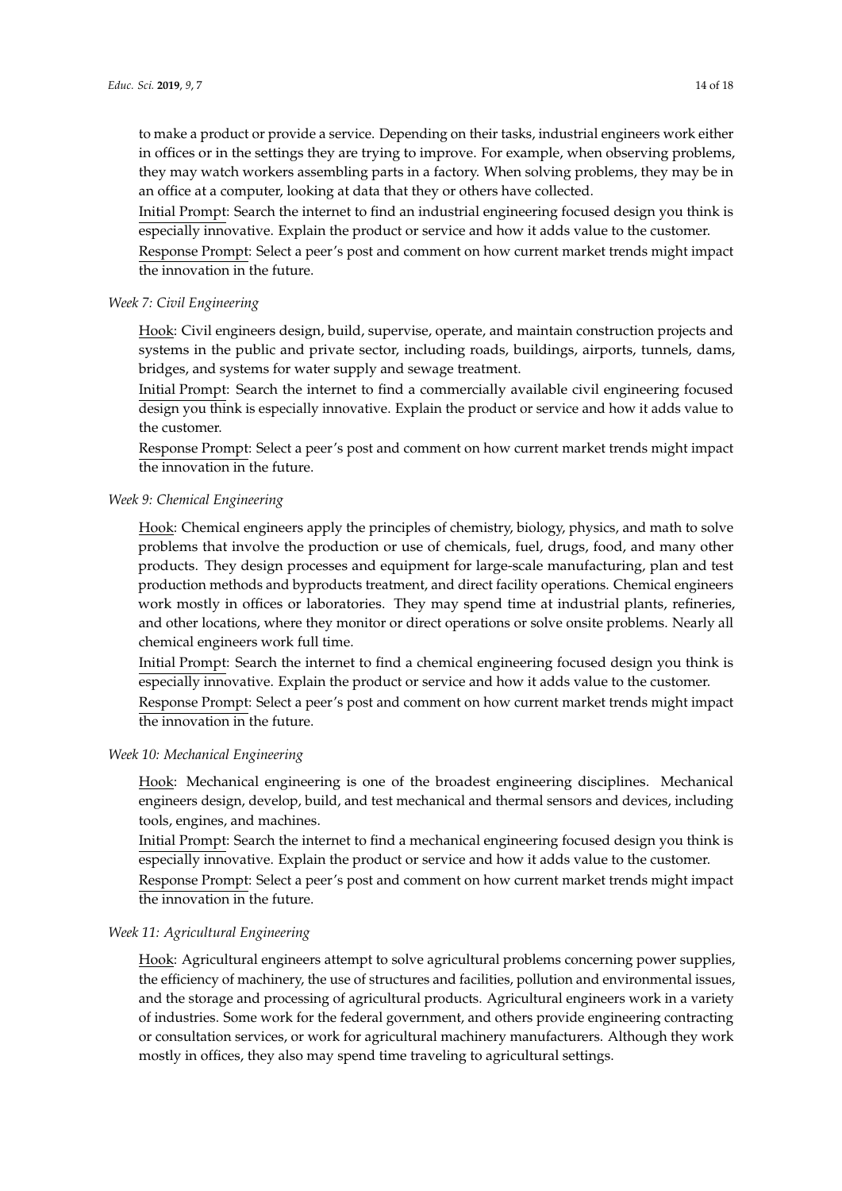to make a product or provide a service. Depending on their tasks, industrial engineers work either in offices or in the settings they are trying to improve. For example, when observing problems, they may watch workers assembling parts in a factory. When solving problems, they may be in an office at a computer, looking at data that they or others have collected.

Initial Prompt: Search the internet to find an industrial engineering focused design you think is especially innovative. Explain the product or service and how it adds value to the customer.

Response Prompt: Select a peer's post and comment on how current market trends might impact the innovation in the future.

*Week 7: Civil Engineering*

Hook: Civil engineers design, build, supervise, operate, and maintain construction projects and systems in the public and private sector, including roads, buildings, airports, tunnels, dams, bridges, and systems for water supply and sewage treatment.

Initial Prompt: Search the internet to find a commercially available civil engineering focused design you think is especially innovative. Explain the product or service and how it adds value to the customer.

Response Prompt: Select a peer's post and comment on how current market trends might impact the innovation in the future.

*Week 9: Chemical Engineering*

Hook: Chemical engineers apply the principles of chemistry, biology, physics, and math to solve problems that involve the production or use of chemicals, fuel, drugs, food, and many other products. They design processes and equipment for large-scale manufacturing, plan and test production methods and byproducts treatment, and direct facility operations. Chemical engineers work mostly in offices or laboratories. They may spend time at industrial plants, refineries, and other locations, where they monitor or direct operations or solve onsite problems. Nearly all chemical engineers work full time.

Initial Prompt: Search the internet to find a chemical engineering focused design you think is especially innovative. Explain the product or service and how it adds value to the customer.

Response Prompt: Select a peer's post and comment on how current market trends might impact the innovation in the future.

*Week 10: Mechanical Engineering*

Hook: Mechanical engineering is one of the broadest engineering disciplines. Mechanical engineers design, develop, build, and test mechanical and thermal sensors and devices, including tools, engines, and machines.

Initial Prompt: Search the internet to find a mechanical engineering focused design you think is especially innovative. Explain the product or service and how it adds value to the customer.

Response Prompt: Select a peer's post and comment on how current market trends might impact the innovation in the future.

*Week 11: Agricultural Engineering*

Hook: Agricultural engineers attempt to solve agricultural problems concerning power supplies, the efficiency of machinery, the use of structures and facilities, pollution and environmental issues, and the storage and processing of agricultural products. Agricultural engineers work in a variety of industries. Some work for the federal government, and others provide engineering contracting or consultation services, or work for agricultural machinery manufacturers. Although they work mostly in offices, they also may spend time traveling to agricultural settings.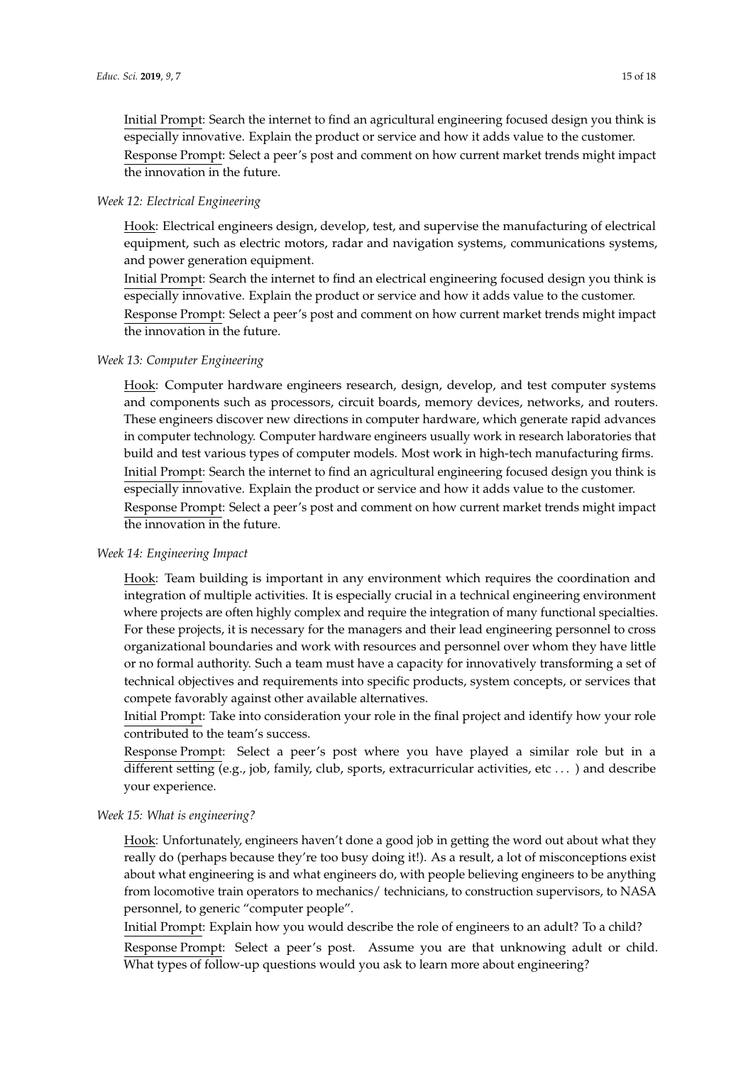Initial Prompt: Search the internet to find an agricultural engineering focused design you think is especially innovative. Explain the product or service and how it adds value to the customer.

Response Prompt: Select a peer's post and comment on how current market trends might impact the innovation in the future.

*Week 12: Electrical Engineering*

Hook: Electrical engineers design, develop, test, and supervise the manufacturing of electrical equipment, such as electric motors, radar and navigation systems, communications systems, and power generation equipment.

Initial Prompt: Search the internet to find an electrical engineering focused design you think is especially innovative. Explain the product or service and how it adds value to the customer.

Response Prompt: Select a peer's post and comment on how current market trends might impact the innovation in the future.

*Week 13: Computer Engineering*

Hook: Computer hardware engineers research, design, develop, and test computer systems and components such as processors, circuit boards, memory devices, networks, and routers. These engineers discover new directions in computer hardware, which generate rapid advances in computer technology. Computer hardware engineers usually work in research laboratories that build and test various types of computer models. Most work in high-tech manufacturing firms.

Initial Prompt: Search the internet to find an agricultural engineering focused design you think is especially innovative. Explain the product or service and how it adds value to the customer.

Response Prompt: Select a peer's post and comment on how current market trends might impact the innovation in the future.

*Week 14: Engineering Impact*

Hook: Team building is important in any environment which requires the coordination and integration of multiple activities. It is especially crucial in a technical engineering environment where projects are often highly complex and require the integration of many functional specialties. For these projects, it is necessary for the managers and their lead engineering personnel to cross organizational boundaries and work with resources and personnel over whom they have little or no formal authority. Such a team must have a capacity for innovatively transforming a set of technical objectives and requirements into specific products, system concepts, or services that compete favorably against other available alternatives.

Initial Prompt: Take into consideration your role in the final project and identify how your role contributed to the team's success.

Response Prompt: Select a peer's post where you have played a similar role but in a different setting (e.g., job, family, club, sports, extracurricular activities, etc ... ) and describe your experience.

*Week 15: What is engineering?*

Hook: Unfortunately, engineers haven't done a good job in getting the word out about what they really do (perhaps because they're too busy doing it!). As a result, a lot of misconceptions exist about what engineering is and what engineers do, with people believing engineers to be anything from locomotive train operators to mechanics/ technicians, to construction supervisors, to NASA personnel, to generic "computer people".

Initial Prompt: Explain how you would describe the role of engineers to an adult? To a child?

Response Prompt: Select a peer's post. Assume you are that unknowing adult or child. What types of follow-up questions would you ask to learn more about engineering?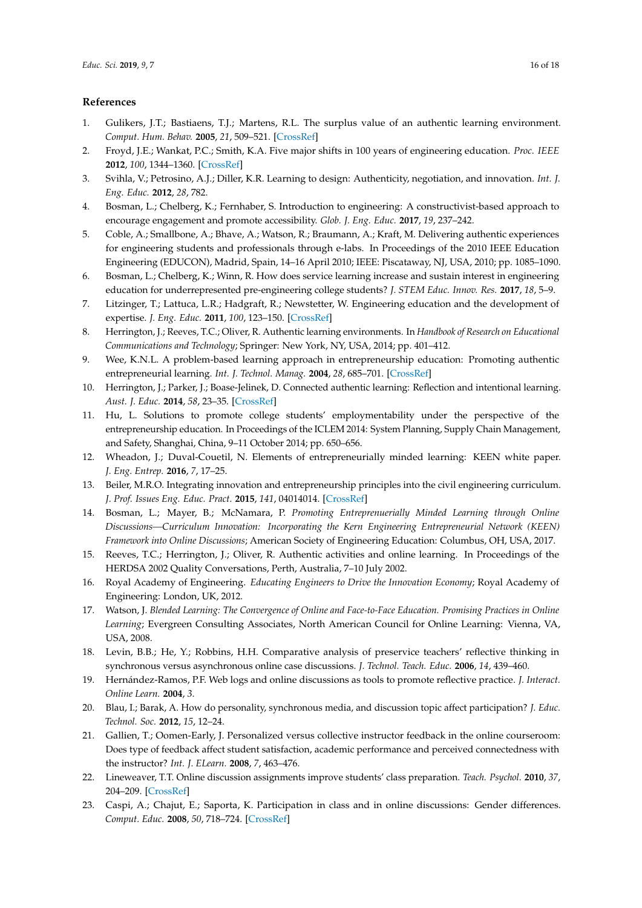## References

1. Gulikers, J.T.; Bastiaens, T.J.; Martens, R.L. The surplus value of an authentic learning environment. *Comput. Hum. Behav.* **2005**, *21*, 509–521. [CrossRef]
2. Froyd, J.E.; Wankat, P.C.; Smith, K.A. Five major shifts in 100 years of engineering education. *Proc. IEEE* **2012**, *100*, 1344–1360. [CrossRef]
3. Svihla, V.; Petrosino, A.J.; Diller, K.R. Learning to design: Authenticity, negotiation, and innovation. *Int. J. Eng. Educ.* **2012**, *28*, 782.
4. Bosman, L.; Chelberg, K.; Fernhaber, S. Introduction to engineering: A constructivist-based approach to encourage engagement and promote accessibility. *Glob. J. Eng. Educ.* **2017**, *19*, 237–242.
5. Coble, A.; Smallbone, A.; Bhave, A.; Watson, R.; Braumann, A.; Kraft, M. Delivering authentic experiences for engineering students and professionals through e-labs. In Proceedings of the 2010 IEEE Education Engineering (EDUCON), Madrid, Spain, 14–16 April 2010; IEEE: Piscataway, NJ, USA, 2010; pp. 1085–1090.
6. Bosman, L.; Chelberg, K.; Winn, R. How does service learning increase and sustain interest in engineering education for underrepresented pre-engineering college students? *J. STEM Educ. Innov. Res.* **2017**, *18*, 5–9.
7. Litzinger, T.; Lattuca, L.R.; Hadgraft, R.; Newstetter, W. Engineering education and the development of expertise. *J. Eng. Educ.* **2011**, *100*, 123–150. [CrossRef]
8. Herrington, J.; Reeves, T.C.; Oliver, R. Authentic learning environments. In *Handbook of Research on Educational Communications and Technology*; Springer: New York, NY, USA, 2014; pp. 401–412.
9. Wee, K.N.L. A problem-based learning approach in entrepreneurship education: Promoting authentic entrepreneurial learning. *Int. J. Technol. Manag.* **2004**, *28*, 685–701. [CrossRef]
10. Herrington, J.; Parker, J.; Boase-Jelinek, D. Connected authentic learning: Reflection and intentional learning. *Aust. J. Educ.* **2014**, *58*, 23–35. [CrossRef]
11. Hu, L. Solutions to promote college students' employmentability under the perspective of the entrepreneurship education. In Proceedings of the ICLEM 2014: System Planning, Supply Chain Management, and Safety, Shanghai, China, 9–11 October 2014; pp. 650–656.
12. Wheadon, J.; Duval-Couetil, N. Elements of entrepreneurially minded learning: KEEN white paper. *J. Eng. Entrep.* **2016**, *7*, 17–25.
13. Beiler, M.R.O. Integrating innovation and entrepreneurship principles into the civil engineering curriculum. *J. Prof. Issues Eng. Educ. Pract.* **2015**, *141*, 04014014. [CrossRef]
14. Bosman, L.; Mayer, B.; McNamara, P. *Promoting Entrepreneurially Minded Learning through Online Discussions—Curriculum Innovation: Incorporating the Kern Engineering Entrepreneurial Network (KEEN) Framework into Online Discussions*; American Society of Engineering Education: Columbus, OH, USA, 2017.
15. Reeves, T.C.; Herrington, J.; Oliver, R. Authentic activities and online learning. In Proceedings of the HERDSA 2002 Quality Conversations, Perth, Australia, 7–10 July 2002.
16. Royal Academy of Engineering. *Educating Engineers to Drive the Innovation Economy*; Royal Academy of Engineering: London, UK, 2012.
17. Watson, J. *Blended Learning: The Convergence of Online and Face-to-Face Education. Promising Practices in Online Learning*; Evergreen Consulting Associates, North American Council for Online Learning: Vienna, VA, USA, 2008.
18. Levin, B.B.; He, Y.; Robbins, H.H. Comparative analysis of preservice teachers' reflective thinking in synchronous versus asynchronous online case discussions. *J. Technol. Teach. Educ.* **2006**, *14*, 439–460.
19. Hernández-Ramos, P.F. Web logs and online discussions as tools to promote reflective practice. *J. Interact. Online Learn.* **2004**, *3*.
20. Blau, I.; Barak, A. How do personality, synchronous media, and discussion topic affect participation? *J. Educ. Technol. Soc.* **2012**, *15*, 12–24.
21. Gallien, T.; Oomen-Early, J. Personalized versus collective instructor feedback in the online courseroom: Does type of feedback affect student satisfaction, academic performance and perceived connectedness with the instructor? *Int. J. ELearn.* **2008**, *7*, 463–476.
22. Lineweaver, T.T. Online discussion assignments improve students' class preparation. *Teach. Psychol.* **2010**, *37*, 204–209. [CrossRef]
23. Caspi, A.; Chajut, E.; Saporta, K. Participation in class and in online discussions: Gender differences. *Comput. Educ.* **2008**, *50*, 718–724. [CrossRef]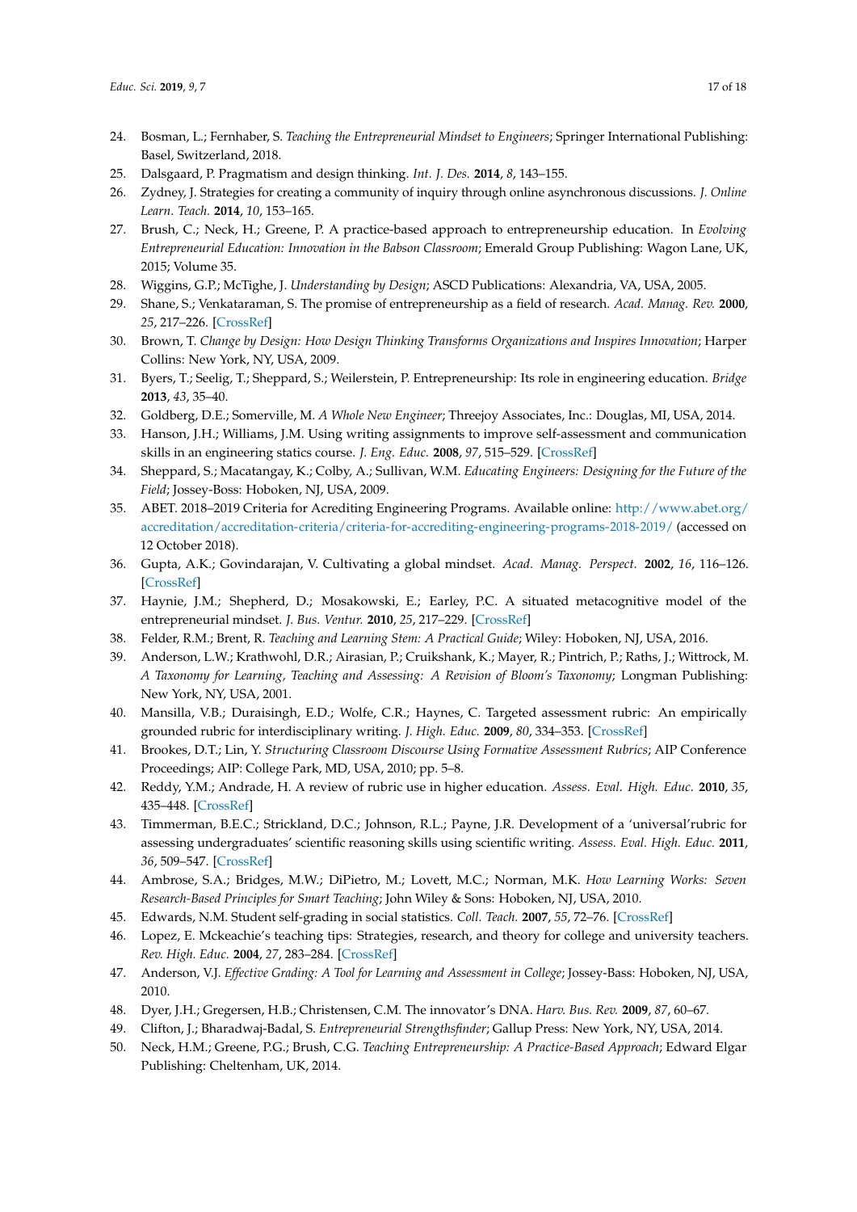24. Bosman, L.; Fernhaber, S. *Teaching the Entrepreneurial Mindset to Engineers*; Springer International Publishing: Basel, Switzerland, 2018.
25. Dalsgaard, P. Pragmatism and design thinking. *Int. J. Des.* **2014**, *8*, 143–155.
26. Zydney, J. Strategies for creating a community of inquiry through online asynchronous discussions. *J. Online Learn. Teach.* **2014**, *10*, 153–165.
27. Brush, C.; Neck, H.; Greene, P. A practice-based approach to entrepreneurship education. In *Evolving Entrepreneurial Education: Innovation in the Babson Classroom*; Emerald Group Publishing: Wagon Lane, UK, 2015; Volume 35.
28. Wiggins, G.P.; McTighe, J. *Understanding by Design*; ASCD Publications: Alexandria, VA, USA, 2005.
29. Shane, S.; Venkataraman, S. The promise of entrepreneurship as a field of research. *Acad. Manag. Rev.* **2000**, *25*, 217–226. [CrossRef]
30. Brown, T. *Change by Design: How Design Thinking Transforms Organizations and Inspires Innovation*; Harper Collins: New York, NY, USA, 2009.
31. Byers, T.; Seelig, T.; Sheppard, S.; Weilerstein, P. Entrepreneurship: Its role in engineering education. *Bridge* **2013**, *43*, 35–40.
32. Goldberg, D.E.; Somerville, M. *A Whole New Engineer*; Threejoy Associates, Inc.: Douglas, MI, USA, 2014.
33. Hanson, J.H.; Williams, J.M. Using writing assignments to improve self-assessment and communication skills in an engineering statics course. *J. Eng. Educ.* **2008**, *97*, 515–529. [CrossRef]
34. Sheppard, S.; Macatangay, K.; Colby, A.; Sullivan, W.M. *Educating Engineers: Designing for the Future of the Field*; Jossey-Boss: Hoboken, NJ, USA, 2009.
35. ABET. 2018–2019 Criteria for Acrediting Engineering Programs. Available online: http://www.abet.org/accreditation/accreditation-criteria/criteria-for-accrediting-engineering-programs-2018-2019/ (accessed on 12 October 2018).
36. Gupta, A.K.; Govindarajan, V. Cultivating a global mindset. *Acad. Manag. Perspect.* **2002**, *16*, 116–126. [CrossRef]
37. Haynie, J.M.; Shepherd, D.; Mosakowski, E.; Earley, P.C. A situated metacognitive model of the entrepreneurial mindset. *J. Bus. Ventur.* **2010**, *25*, 217–229. [CrossRef]
38. Felder, R.M.; Brent, R. *Teaching and Learning Stem: A Practical Guide*; Wiley: Hoboken, NJ, USA, 2016.
39. Anderson, L.W.; Krathwohl, D.R.; Airasian, P.; Cruikshank, K.; Mayer, R.; Pintrich, P.; Raths, J.; Wittrock, M. *A Taxonomy for Learning, Teaching and Assessing: A Revision of Bloom's Taxonomy*; Longman Publishing: New York, NY, USA, 2001.
40. Mansilla, V.B.; Duraisingh, E.D.; Wolfe, C.R.; Haynes, C. Targeted assessment rubric: An empirically grounded rubric for interdisciplinary writing. *J. High. Educ.* **2009**, *80*, 334–353. [CrossRef]
41. Brookes, D.T.; Lin, Y. *Structuring Classroom Discourse Using Formative Assessment Rubrics*; AIP Conference Proceedings; AIP: College Park, MD, USA, 2010; pp. 5–8.
42. Reddy, Y.M.; Andrade, H. A review of rubric use in higher education. *Assess. Eval. High. Educ.* **2010**, *35*, 435–448. [CrossRef]
43. Timmerman, B.E.C.; Strickland, D.C.; Johnson, R.L.; Payne, J.R. Development of a 'universal'rubric for assessing undergraduates' scientific reasoning skills using scientific writing. *Assess. Eval. High. Educ.* **2011**, *36*, 509–547. [CrossRef]
44. Ambrose, S.A.; Bridges, M.W.; DiPietro, M.; Lovett, M.C.; Norman, M.K. *How Learning Works: Seven Research-Based Principles for Smart Teaching*; John Wiley & Sons: Hoboken, NJ, USA, 2010.
45. Edwards, N.M. Student self-grading in social statistics. *Coll. Teach.* **2007**, *55*, 72–76. [CrossRef]
46. Lopez, E. Mckeachie's teaching tips: Strategies, research, and theory for college and university teachers. *Rev. High. Educ.* **2004**, *27*, 283–284. [CrossRef]
47. Anderson, V.J. *Effective Grading: A Tool for Learning and Assessment in College*; Jossey-Bass: Hoboken, NJ, USA, 2010.
48. Dyer, J.H.; Gregersen, H.B.; Christensen, C.M. The innovator's DNA. *Harv. Bus. Rev.* **2009**, *87*, 60–67.
49. Clifton, J.; Bharadwaj-Badal, S. *Entrepreneurial Strengthsfinder*; Gallup Press: New York, NY, USA, 2014.
50. Neck, H.M.; Greene, P.G.; Brush, C.G. *Teaching Entrepreneurship: A Practice-Based Approach*; Edward Elgar Publishing: Cheltenham, UK, 2014.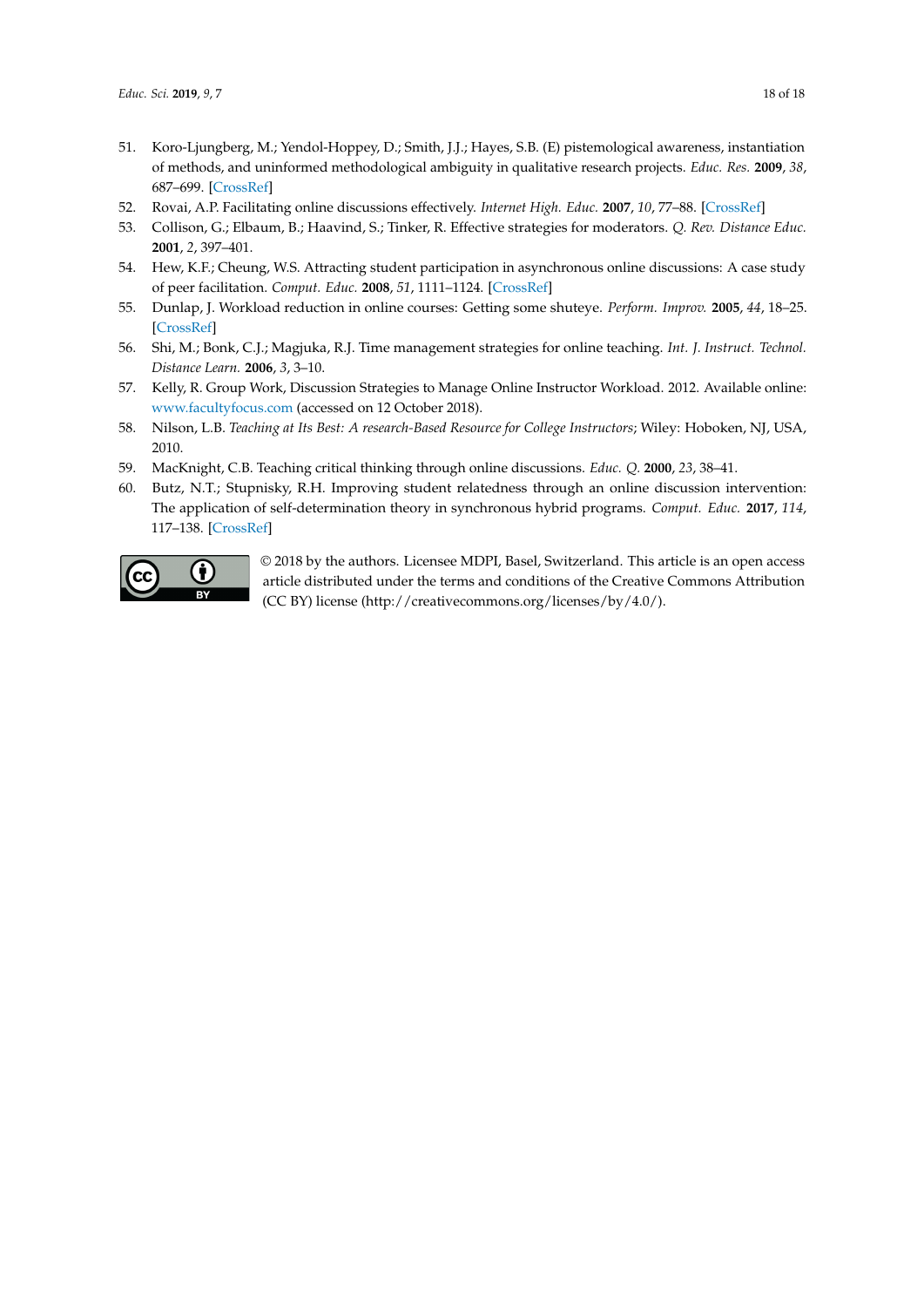51. Koro-Ljungberg, M.; Yendol-Hoppey, D.; Smith, J.J.; Hayes, S.B. (E) pistemological awareness, instantiation of methods, and uninformed methodological ambiguity in qualitative research projects. *Educ. Res.* **2009**, *38*, 687–699. [CrossRef]
52. Rovai, A.P. Facilitating online discussions effectively. *Internet High. Educ.* **2007**, *10*, 77–88. [CrossRef]
53. Collison, G.; Elbaum, B.; Haavind, S.; Tinker, R. Effective strategies for moderators. *Q. Rev. Distance Educ.* **2001**, *2*, 397–401.
54. Hew, K.F.; Cheung, W.S. Attracting student participation in asynchronous online discussions: A case study of peer facilitation. *Comput. Educ.* **2008**, *51*, 1111–1124. [CrossRef]
55. Dunlap, J. Workload reduction in online courses: Getting some shuteye. *Perform. Improv.* **2005**, *44*, 18–25. [CrossRef]
56. Shi, M.; Bonk, C.J.; Magjuka, R.J. Time management strategies for online teaching. *Int. J. Instruct. Technol. Distance Learn.* **2006**, *3*, 3–10.
57. Kelly, R. Group Work, Discussion Strategies to Manage Online Instructor Workload. 2012. Available online: www.facultyfocus.com (accessed on 12 October 2018).
58. Nilson, L.B. *Teaching at Its Best: A research-Based Resource for College Instructors*; Wiley: Hoboken, NJ, USA, 2010.
59. MacKnight, C.B. Teaching critical thinking through online discussions. *Educ. Q.* **2000**, *23*, 38–41.
60. Butz, N.T.; Stupnisky, R.H. Improving student relatedness through an online discussion intervention: The application of self-determination theory in synchronous hybrid programs. *Comput. Educ.* **2017**, *114*, 117–138. [CrossRef]

© 2018 by the authors. Licensee MDPI, Basel, Switzerland. This article is an open access article distributed under the terms and conditions of the Creative Commons Attribution (CC BY) license (http://creativecommons.org/licenses/by/4.0/).